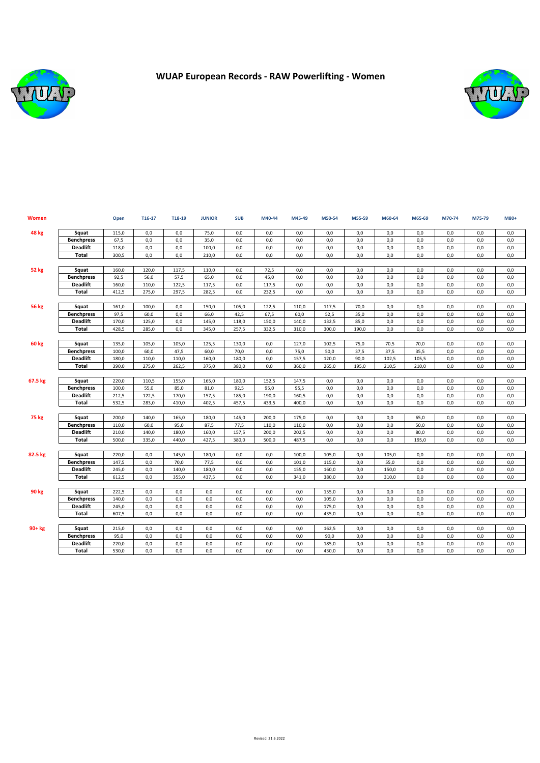# WUAP European Records - RAW Powerlifting - Women

| Women | | Open | T16-17 | T18-19 | JUNIOR | SUB | M40-44 | M45-49 | M50-54 | M55-59 | M60-64 | M65-69 | M70-74 | M75-79 | M80+ |
|---|---|---|---|---|---|---|---|---|---|---|---|---|---|---|---|
| 48 kg | Squat | 115,0 | 0,0 | 0,0 | 75,0 | 0,0 | 0,0 | 0,0 | 0,0 | 0,0 | 0,0 | 0,0 | 0,0 | 0,0 | 0,0 |
| | Benchpress | 67,5 | 0,0 | 0,0 | 35,0 | 0,0 | 0,0 | 0,0 | 0,0 | 0,0 | 0,0 | 0,0 | 0,0 | 0,0 | 0,0 |
| | Deadlift | 118,0 | 0,0 | 0,0 | 100,0 | 0,0 | 0,0 | 0,0 | 0,0 | 0,0 | 0,0 | 0,0 | 0,0 | 0,0 | 0,0 |
| | Total | 300,5 | 0,0 | 0,0 | 210,0 | 0,0 | 0,0 | 0,0 | 0,0 | 0,0 | 0,0 | 0,0 | 0,0 | 0,0 | 0,0 |
| 52 kg | Squat | 160,0 | 120,0 | 117,5 | 110,0 | 0,0 | 72,5 | 0,0 | 0,0 | 0,0 | 0,0 | 0,0 | 0,0 | 0,0 | 0,0 |
| | Benchpress | 92,5 | 56,0 | 57,5 | 65,0 | 0,0 | 45,0 | 0,0 | 0,0 | 0,0 | 0,0 | 0,0 | 0,0 | 0,0 | 0,0 |
| | Deadlift | 160,0 | 110,0 | 122,5 | 117,5 | 0,0 | 117,5 | 0,0 | 0,0 | 0,0 | 0,0 | 0,0 | 0,0 | 0,0 | 0,0 |
| | Total | 412,5 | 275,0 | 297,5 | 282,5 | 0,0 | 232,5 | 0,0 | 0,0 | 0,0 | 0,0 | 0,0 | 0,0 | 0,0 | 0,0 |
| 56 kg | Squat | 161,0 | 100,0 | 0,0 | 150,0 | 105,0 | 122,5 | 110,0 | 117,5 | 70,0 | 0,0 | 0,0 | 0,0 | 0,0 | 0,0 |
| | Benchpress | 97,5 | 60,0 | 0,0 | 66,0 | 42,5 | 67,5 | 60,0 | 52,5 | 35,0 | 0,0 | 0,0 | 0,0 | 0,0 | 0,0 |
| | Deadlift | 170,0 | 125,0 | 0,0 | 145,0 | 118,0 | 150,0 | 140,0 | 132,5 | 85,0 | 0,0 | 0,0 | 0,0 | 0,0 | 0,0 |
| | Total | 428,5 | 285,0 | 0,0 | 345,0 | 257,5 | 332,5 | 310,0 | 300,0 | 190,0 | 0,0 | 0,0 | 0,0 | 0,0 | 0,0 |
| 60 kg | Squat | 135,0 | 105,0 | 105,0 | 125,5 | 130,0 | 0,0 | 127,0 | 102,5 | 75,0 | 70,5 | 70,0 | 0,0 | 0,0 | 0,0 |
| | Benchpress | 100,0 | 60,0 | 47,5 | 60,0 | 70,0 | 0,0 | 75,0 | 50,0 | 37,5 | 37,5 | 35,5 | 0,0 | 0,0 | 0,0 |
| | Deadlift | 180,0 | 110,0 | 110,0 | 160,0 | 180,0 | 0,0 | 157,5 | 120,0 | 90,0 | 102,5 | 105,5 | 0,0 | 0,0 | 0,0 |
| | Total | 390,0 | 275,0 | 262,5 | 375,0 | 380,0 | 0,0 | 360,0 | 265,0 | 195,0 | 210,5 | 210,0 | 0,0 | 0,0 | 0,0 |
| 67.5 kg | Squat | 220,0 | 110,5 | 155,0 | 165,0 | 180,0 | 152,5 | 147,5 | 0,0 | 0,0 | 0,0 | 0,0 | 0,0 | 0,0 | 0,0 |
| | Benchpress | 100,0 | 55,0 | 85,0 | 81,0 | 92,5 | 95,0 | 95,5 | 0,0 | 0,0 | 0,0 | 0,0 | 0,0 | 0,0 | 0,0 |
| | Deadlift | 212,5 | 122,5 | 170,0 | 157,5 | 185,0 | 190,0 | 160,5 | 0,0 | 0,0 | 0,0 | 0,0 | 0,0 | 0,0 | 0,0 |
| | Total | 532,5 | 283,0 | 410,0 | 402,5 | 457,5 | 433,5 | 400,0 | 0,0 | 0,0 | 0,0 | 0,0 | 0,0 | 0,0 | 0,0 |
| 75 kg | Squat | 200,0 | 140,0 | 165,0 | 180,0 | 145,0 | 200,0 | 175,0 | 0,0 | 0,0 | 0,0 | 65,0 | 0,0 | 0,0 | 0,0 |
| | Benchpress | 110,0 | 60,0 | 95,0 | 87,5 | 77,5 | 110,0 | 110,0 | 0,0 | 0,0 | 0,0 | 50,0 | 0,0 | 0,0 | 0,0 |
| | Deadlift | 210,0 | 140,0 | 180,0 | 160,0 | 157,5 | 200,0 | 202,5 | 0,0 | 0,0 | 0,0 | 80,0 | 0,0 | 0,0 | 0,0 |
| | Total | 500,0 | 335,0 | 440,0 | 427,5 | 380,0 | 500,0 | 487,5 | 0,0 | 0,0 | 0,0 | 195,0 | 0,0 | 0,0 | 0,0 |
| 82.5 kg | Squat | 220,0 | 0,0 | 145,0 | 180,0 | 0,0 | 0,0 | 100,0 | 105,0 | 0,0 | 105,0 | 0,0 | 0,0 | 0,0 | 0,0 |
| | Benchpress | 147,5 | 0,0 | 70,0 | 77,5 | 0,0 | 0,0 | 101,0 | 115,0 | 0,0 | 55,0 | 0,0 | 0,0 | 0,0 | 0,0 |
| | Deadlift | 245,0 | 0,0 | 140,0 | 180,0 | 0,0 | 0,0 | 155,0 | 160,0 | 0,0 | 150,0 | 0,0 | 0,0 | 0,0 | 0,0 |
| | Total | 612,5 | 0,0 | 355,0 | 437,5 | 0,0 | 0,0 | 341,0 | 380,0 | 0,0 | 310,0 | 0,0 | 0,0 | 0,0 | 0,0 |
| 90 kg | Squat | 222,5 | 0,0 | 0,0 | 0,0 | 0,0 | 0,0 | 0,0 | 155,0 | 0,0 | 0,0 | 0,0 | 0,0 | 0,0 | 0,0 |
| | Benchpress | 140,0 | 0,0 | 0,0 | 0,0 | 0,0 | 0,0 | 0,0 | 105,0 | 0,0 | 0,0 | 0,0 | 0,0 | 0,0 | 0,0 |
| | Deadlift | 245,0 | 0,0 | 0,0 | 0,0 | 0,0 | 0,0 | 0,0 | 175,0 | 0,0 | 0,0 | 0,0 | 0,0 | 0,0 | 0,0 |
| | Total | 607,5 | 0,0 | 0,0 | 0,0 | 0,0 | 0,0 | 0,0 | 435,0 | 0,0 | 0,0 | 0,0 | 0,0 | 0,0 | 0,0 |
| 90+ kg | Squat | 215,0 | 0,0 | 0,0 | 0,0 | 0,0 | 0,0 | 0,0 | 162,5 | 0,0 | 0,0 | 0,0 | 0,0 | 0,0 | 0,0 |
| | Benchpress | 95,0 | 0,0 | 0,0 | 0,0 | 0,0 | 0,0 | 0,0 | 90,0 | 0,0 | 0,0 | 0,0 | 0,0 | 0,0 | 0,0 |
| | Deadlift | 220,0 | 0,0 | 0,0 | 0,0 | 0,0 | 0,0 | 0,0 | 185,0 | 0,0 | 0,0 | 0,0 | 0,0 | 0,0 | 0,0 |
| | Total | 530,0 | 0,0 | 0,0 | 0,0 | 0,0 | 0,0 | 0,0 | 430,0 | 0,0 | 0,0 | 0,0 | 0,0 | 0,0 | 0,0 |

Revised: 21.6.2022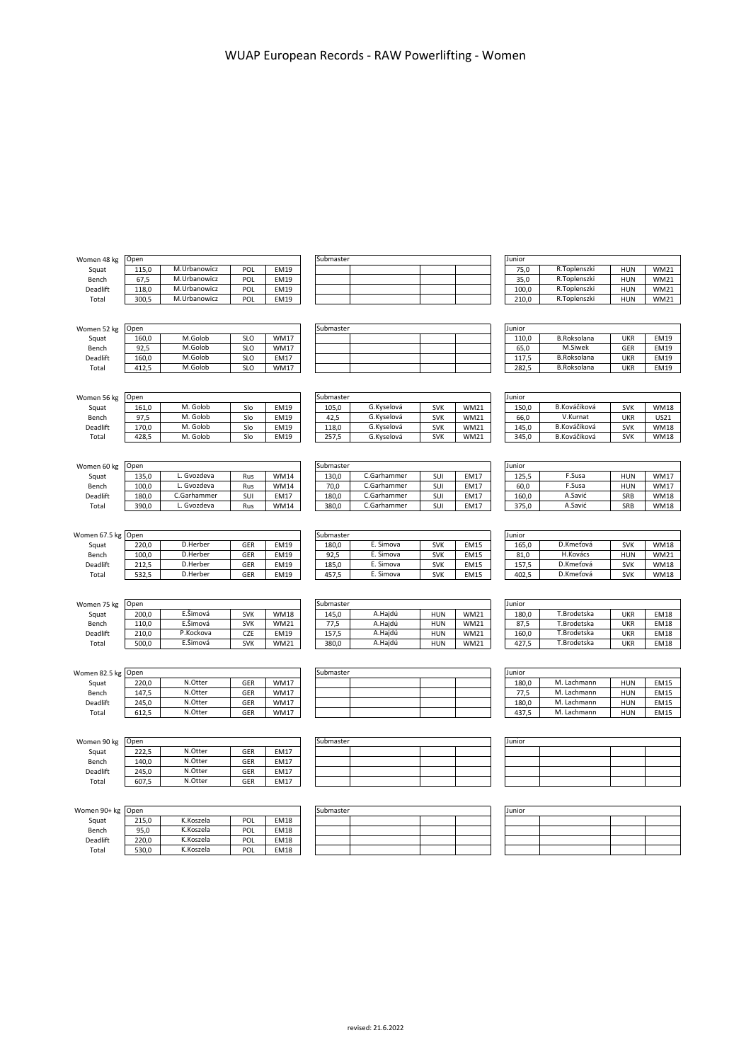# WUAP European Records - RAW Powerlifting - Women

| Women 48 kg | Open | | | | Submaster | | | | Junior | | | |
|---|---|---|---|---|---|---|---|---|---|---|---|---|
| Squat | 115,0 | M.Urbanowicz | POL | EM19 | | | | | 75,0 | R.Toplenszki | HUN | WM21 |
| Bench | 67,5 | M.Urbanowicz | POL | EM19 | | | | | 35,0 | R.Toplenszki | HUN | WM21 |
| Deadlift | 118,0 | M.Urbanowicz | POL | EM19 | | | | | 100,0 | R.Toplenszki | HUN | WM21 |
| Total | 300,5 | M.Urbanowicz | POL | EM19 | | | | | 210,0 | R.Toplenszki | HUN | WM21 |

| Women 52 kg | Open | | | | Submaster | | | | Junior | | | |
|---|---|---|---|---|---|---|---|---|---|---|---|---|
| Squat | 160,0 | M.Golob | SLO | WM17 | | | | | 110,0 | B.Roksolana | UKR | EM19 |
| Bench | 92,5 | M.Golob | SLO | WM17 | | | | | 65,0 | M.Siwek | GER | EM19 |
| Deadlift | 160,0 | M.Golob | SLO | EM17 | | | | | 117,5 | B.Roksolana | UKR | EM19 |
| Total | 412,5 | M.Golob | SLO | WM17 | | | | | 282,5 | B.Roksolana | UKR | EM19 |

| Women 56 kg | Open | | | | Submaster | | | | Junior | | | |
|---|---|---|---|---|---|---|---|---|---|---|---|---|
| Squat | 161,0 | M. Golob | Slo | EM19 | 105,0 | G.Kyselová | SVK | WM21 | 150,0 | B.Kováčiková | SVK | WM18 |
| Bench | 97,5 | M. Golob | Slo | EM19 | 42,5 | G.Kyselová | SVK | WM21 | 66,0 | V.Kurnat | UKR | US21 |
| Deadlift | 170,0 | M. Golob | Slo | EM19 | 118,0 | G.Kyselová | SVK | WM21 | 145,0 | B.Kováčiková | SVK | WM18 |
| Total | 428,5 | M. Golob | Slo | EM19 | 257,5 | G.Kyselová | SVK | WM21 | 345,0 | B.Kováčiková | SVK | WM18 |

| Women 60 kg | Open | | | | Submaster | | | | Junior | | | |
|---|---|---|---|---|---|---|---|---|---|---|---|---|
| Squat | 135,0 | L. Gvozdeva | Rus | WM14 | 130,0 | C.Garhammer | SUI | EM17 | 125,5 | F.Susa | HUN | WM17 |
| Bench | 100,0 | L. Gvozdeva | Rus | WM14 | 70,0 | C.Garhammer | SUI | EM17 | 60,0 | F.Susa | HUN | WM17 |
| Deadlift | 180,0 | C.Garhammer | SUI | EM17 | 180,0 | C.Garhammer | SUI | EM17 | 160,0 | A.Savić | SRB | WM18 |
| Total | 390,0 | L. Gvozdeva | Rus | WM14 | 380,0 | C.Garhammer | SUI | EM17 | 375,0 | A.Savić | SRB | WM18 |

| Women 67.5 kg | Open | | | | Submaster | | | | Junior | | | |
|---|---|---|---|---|---|---|---|---|---|---|---|---|
| Squat | 220,0 | D.Herber | GER | EM19 | 180,0 | E. Simova | SVK | EM15 | 165,0 | D.Kmeťová | SVK | WM18 |
| Bench | 100,0 | D.Herber | GER | EM19 | 92,5 | E. Simova | SVK | EM15 | 81,0 | H.Kovács | HUN | WM21 |
| Deadlift | 212,5 | D.Herber | GER | EM19 | 185,0 | E. Simova | SVK | EM15 | 157,5 | D.Kmeťová | SVK | WM18 |
| Total | 532,5 | D.Herber | GER | EM19 | 457,5 | E. Simova | SVK | EM15 | 402,5 | D.Kmeťová | SVK | WM18 |

| Women 75 kg | Open | | | | Submaster | | | | Junior | | | |
|---|---|---|---|---|---|---|---|---|---|---|---|---|
| Squat | 200,0 | E.Šimová | SVK | WM18 | 145,0 | A.Hajdú | HUN | WM21 | 180,0 | T.Brodetska | UKR | EM18 |
| Bench | 110,0 | E.Šimová | SVK | WM21 | 77,5 | A.Hajdú | HUN | WM21 | 87,5 | T.Brodetska | UKR | EM18 |
| Deadlift | 210,0 | P.Kockova | CZE | EM19 | 157,5 | A.Hajdú | HUN | WM21 | 160,0 | T.Brodetska | UKR | EM18 |
| Total | 500,0 | E.Šimová | SVK | WM21 | 380,0 | A.Hajdú | HUN | WM21 | 427,5 | T.Brodetska | UKR | EM18 |

| Women 82.5 kg | Open | | | | Submaster | | | | Junior | | | |
|---|---|---|---|---|---|---|---|---|---|---|---|---|
| Squat | 220,0 | N.Otter | GER | WM17 | | | | | 180,0 | M. Lachmann | HUN | EM15 |
| Bench | 147,5 | N.Otter | GER | WM17 | | | | | 77,5 | M. Lachmann | HUN | EM15 |
| Deadlift | 245,0 | N.Otter | GER | WM17 | | | | | 180,0 | M. Lachmann | HUN | EM15 |
| Total | 612,5 | N.Otter | GER | WM17 | | | | | 437,5 | M. Lachmann | HUN | EM15 |

| Women 90 kg | Open | | | | Submaster | | | | Junior | | | |
|---|---|---|---|---|---|---|---|---|---|---|---|---|
| Squat | 222,5 | N.Otter | GER | EM17 | | | | | | | | |
| Bench | 140,0 | N.Otter | GER | EM17 | | | | | | | | |
| Deadlift | 245,0 | N.Otter | GER | EM17 | | | | | | | | |
| Total | 607,5 | N.Otter | GER | EM17 | | | | | | | | |

| Women 90+ kg | Open | | | | Submaster | | | | Junior | | | |
|---|---|---|---|---|---|---|---|---|---|---|---|---|
| Squat | 215,0 | K.Koszela | POL | EM18 | | | | | | | | |
| Bench | 95,0 | K.Koszela | POL | EM18 | | | | | | | | |
| Deadlift | 220,0 | K.Koszela | POL | EM18 | | | | | | | | |
| Total | 530,0 | K.Koszela | POL | EM18 | | | | | | | | |

revised: 21.6.2022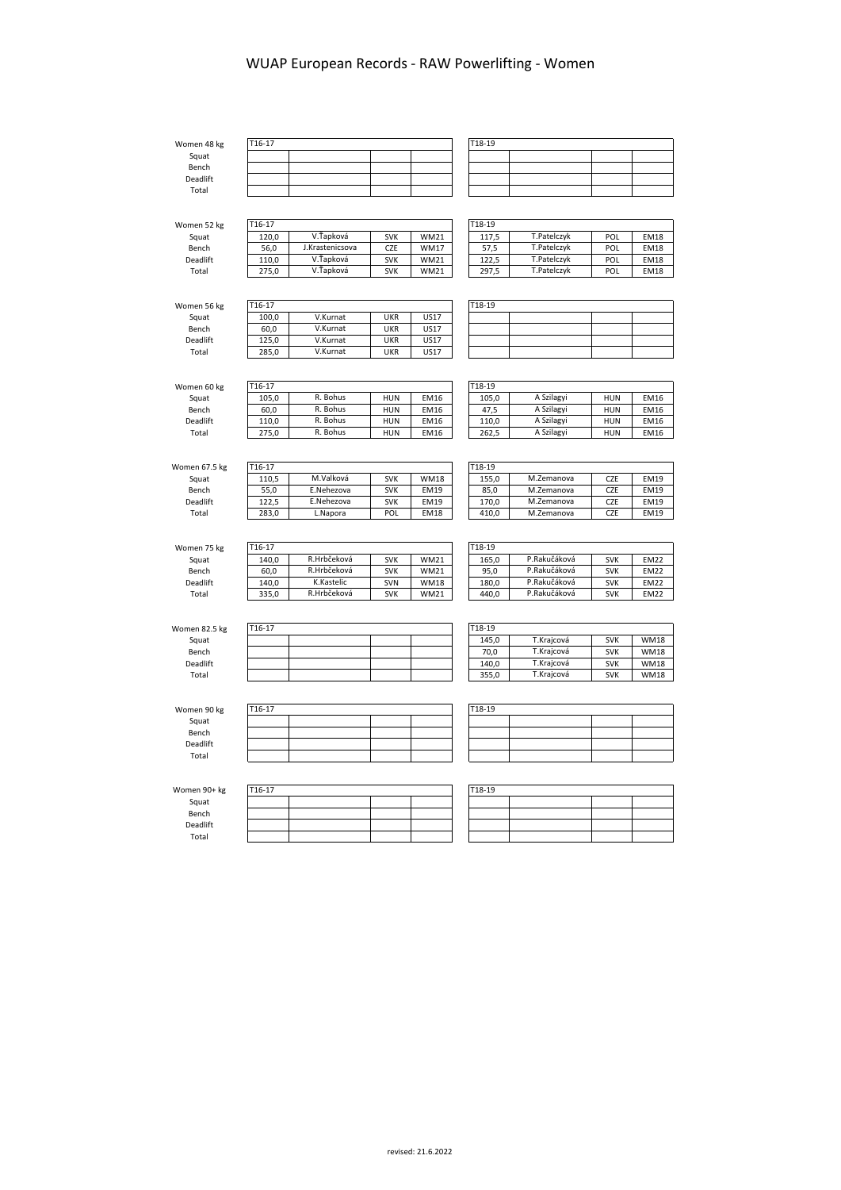# WUAP European Records - RAW Powerlifting - Women

**Women 48 kg**

| | T16-17 | | | | T18-19 | | | |
|---|---|---|---|---|---|---|---|---|
| Squat | | | | | | | | |
| Bench | | | | | | | | |
| Deadlift | | | | | | | | |
| Total | | | | | | | | |

**Women 52 kg**

| | T16-17 | | | | T18-19 | | | |
|---|---|---|---|---|---|---|---|---|
| Squat | 120,0 | V.Ťapková | SVK | WM21 | 117,5 | T.Patelczyk | POL | EM18 |
| Bench | 56,0 | J.Krastenicsova | CZE | WM17 | 57,5 | T.Patelczyk | POL | EM18 |
| Deadlift | 110,0 | V.Ťapková | SVK | WM21 | 122,5 | T.Patelczyk | POL | EM18 |
| Total | 275,0 | V.Ťapková | SVK | WM21 | 297,5 | T.Patelczyk | POL | EM18 |

**Women 56 kg**

| | T16-17 | | | | T18-19 | | | |
|---|---|---|---|---|---|---|---|---|
| Squat | 100,0 | V.Kurnat | UKR | US17 | | | | |
| Bench | 60,0 | V.Kurnat | UKR | US17 | | | | |
| Deadlift | 125,0 | V.Kurnat | UKR | US17 | | | | |
| Total | 285,0 | V.Kurnat | UKR | US17 | | | | |

**Women 60 kg**

| | T16-17 | | | | T18-19 | | | |
|---|---|---|---|---|---|---|---|---|
| Squat | 105,0 | R. Bohus | HUN | EM16 | 105,0 | A Szilagyi | HUN | EM16 |
| Bench | 60,0 | R. Bohus | HUN | EM16 | 47,5 | A Szilagyi | HUN | EM16 |
| Deadlift | 110,0 | R. Bohus | HUN | EM16 | 110,0 | A Szilagyi | HUN | EM16 |
| Total | 275,0 | R. Bohus | HUN | EM16 | 262,5 | A Szilagyi | HUN | EM16 |

**Women 67.5 kg**

| | T16-17 | | | | T18-19 | | | |
|---|---|---|---|---|---|---|---|---|
| Squat | 110,5 | M.Valková | SVK | WM18 | 155,0 | M.Zemanova | CZE | EM19 |
| Bench | 55,0 | E.Nehezova | SVK | EM19 | 85,0 | M.Zemanova | CZE | EM19 |
| Deadlift | 122,5 | E.Nehezova | SVK | EM19 | 170,0 | M.Zemanova | CZE | EM19 |
| Total | 283,0 | L.Napora | POL | EM18 | 410,0 | M.Zemanova | CZE | EM19 |

**Women 75 kg**

| | T16-17 | | | | T18-19 | | | |
|---|---|---|---|---|---|---|---|---|
| Squat | 140,0 | R.Hrbčeková | SVK | WM21 | 165,0 | P.Rakučáková | SVK | EM22 |
| Bench | 60,0 | R.Hrbčeková | SVK | WM21 | 95,0 | P.Rakučáková | SVK | EM22 |
| Deadlift | 140,0 | K.Kastelic | SVN | WM18 | 180,0 | P.Rakučáková | SVK | EM22 |
| Total | 335,0 | R.Hrbčeková | SVK | WM21 | 440,0 | P.Rakučáková | SVK | EM22 |

**Women 82.5 kg**

| | T16-17 | | | | T18-19 | | | |
|---|---|---|---|---|---|---|---|---|
| Squat | | | | | 145,0 | T.Krajcová | SVK | WM18 |
| Bench | | | | | 70,0 | T.Krajcová | SVK | WM18 |
| Deadlift | | | | | 140,0 | T.Krajcová | SVK | WM18 |
| Total | | | | | 355,0 | T.Krajcová | SVK | WM18 |

**Women 90 kg**

| | T16-17 | | | | T18-19 | | | |
|---|---|---|---|---|---|---|---|---|
| Squat | | | | | | | | |
| Bench | | | | | | | | |
| Deadlift | | | | | | | | |
| Total | | | | | | | | |

**Women 90+ kg**

| | T16-17 | | | | T18-19 | | | |
|---|---|---|---|---|---|---|---|---|
| Squat | | | | | | | | |
| Bench | | | | | | | | |
| Deadlift | | | | | | | | |
| Total | | | | | | | | |

revised: 21.6.2022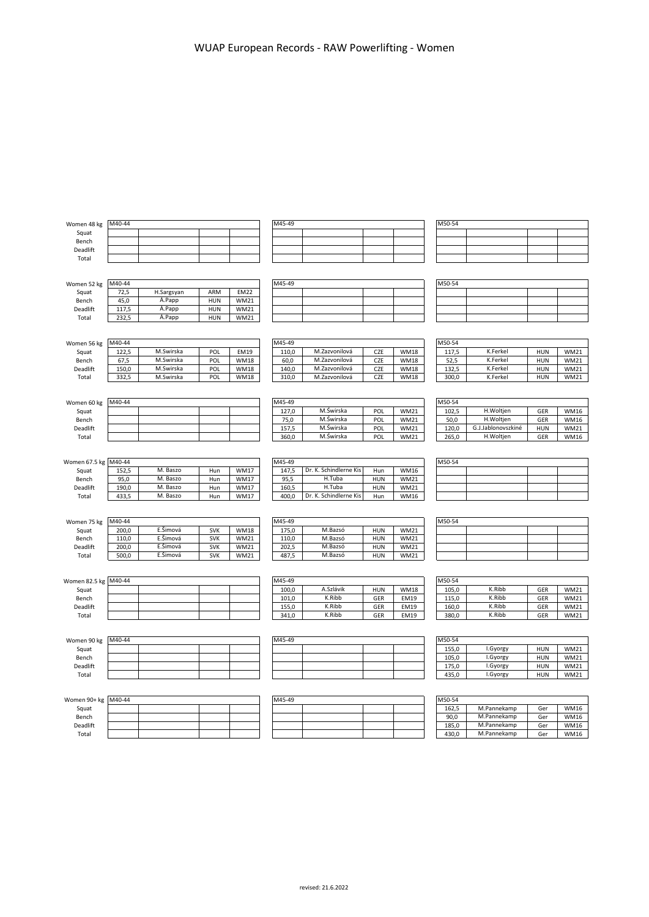# WUAP European Records - RAW Powerlifting - Women

| Women 48 kg | M40-44 | | | | M45-49 | | | | M50-54 | | | |
|---|---|---|---|---|---|---|---|---|---|---|---|---|
| Squat | | | | | | | | | | | | |
| Bench | | | | | | | | | | | | |
| Deadlift | | | | | | | | | | | | |
| Total | | | | | | | | | | | | |

| Women 52 kg | M40-44 | | | | M45-49 | | | | M50-54 | | | |
|---|---|---|---|---|---|---|---|---|---|---|---|---|
| Squat | 72,5 | H.Sargsyan | ARM | EM22 | | | | | | | | |
| Bench | 45,0 | Á.Papp | HUN | WM21 | | | | | | | | |
| Deadlift | 117,5 | Á.Papp | HUN | WM21 | | | | | | | | |
| Total | 232,5 | Á.Papp | HUN | WM21 | | | | | | | | |

| Women 56 kg | M40-44 | | | | M45-49 | | | | M50-54 | | | |
|---|---|---|---|---|---|---|---|---|---|---|---|---|
| Squat | 122,5 | M.Swirska | POL | EM19 | 110,0 | M.Zazvonilová | CZE | WM18 | 117,5 | K.Ferkel | HUN | WM21 |
| Bench | 67,5 | M.Swirska | POL | WM18 | 60,0 | M.Zazvonilová | CZE | WM18 | 52,5 | K.Ferkel | HUN | WM21 |
| Deadlift | 150,0 | M.Swirska | POL | WM18 | 140,0 | M.Zazvonilová | CZE | WM18 | 132,5 | K.Ferkel | HUN | WM21 |
| Total | 332,5 | M.Swirska | POL | WM18 | 310,0 | M.Zazvonilová | CZE | WM18 | 300,0 | K.Ferkel | HUN | WM21 |

| Women 60 kg | M40-44 | | | | M45-49 | | | | M50-54 | | | |
|---|---|---|---|---|---|---|---|---|---|---|---|---|
| Squat | | | | | 127,0 | M.Świrska | POL | WM21 | 102,5 | H.Woltjen | GER | WM16 |
| Bench | | | | | 75,0 | M.Świrska | POL | WM21 | 50,0 | H.Woltjen | GER | WM16 |
| Deadlift | | | | | 157,5 | M.Świrska | POL | WM21 | 120,0 | G.J.Jablonovszkiné | HUN | WM21 |
| Total | | | | | 360,0 | M.Świrska | POL | WM21 | 265,0 | H.Woltjen | GER | WM16 |

| Women 67.5 kg | M40-44 | | | | M45-49 | | | | M50-54 | | | |
|---|---|---|---|---|---|---|---|---|---|---|---|---|
| Squat | 152,5 | M. Baszo | Hun | WM17 | 147,5 | Dr. K. Schindlerne Kis | Hun | WM16 | | | | |
| Bench | 95,0 | M. Baszo | Hun | WM17 | 95,5 | H.Tuba | HUN | WM21 | | | | |
| Deadlift | 190,0 | M. Baszo | Hun | WM17 | 160,5 | H.Tuba | HUN | WM21 | | | | |
| Total | 433,5 | M. Baszo | Hun | WM17 | 400,0 | Dr. K. Schindlerne Kis | Hun | WM16 | | | | |

| Women 75 kg | M40-44 | | | | M45-49 | | | | M50-54 | | | |
|---|---|---|---|---|---|---|---|---|---|---|---|---|
| Squat | 200,0 | E.Šimová | SVK | WM18 | 175,0 | M.Bazsó | HUN | WM21 | | | | |
| Bench | 110,0 | E.Šimová | SVK | WM21 | 110,0 | M.Bazsó | HUN | WM21 | | | | |
| Deadlift | 200,0 | E.Šimová | SVK | WM21 | 202,5 | M.Bazsó | HUN | WM21 | | | | |
| Total | 500,0 | E.Šimová | SVK | WM21 | 487,5 | M.Bazsó | HUN | WM21 | | | | |

| Women 82.5 kg | M40-44 | | | | M45-49 | | | | M50-54 | | | |
|---|---|---|---|---|---|---|---|---|---|---|---|---|
| Squat | | | | | 100,0 | A.Szlávik | HUN | WM18 | 105,0 | K.Ribb | GER | WM21 |
| Bench | | | | | 101,0 | K.Ribb | GER | EM19 | 115,0 | K.Ribb | GER | WM21 |
| Deadlift | | | | | 155,0 | K.Ribb | GER | EM19 | 160,0 | K.Ribb | GER | WM21 |
| Total | | | | | 341,0 | K.Ribb | GER | EM19 | 380,0 | K.Ribb | GER | WM21 |

| Women 90 kg | M40-44 | | | | M45-49 | | | | M50-54 | | | |
|---|---|---|---|---|---|---|---|---|---|---|---|---|
| Squat | | | | | | | | | 155,0 | I.Gyorgy | HUN | WM21 |
| Bench | | | | | | | | | 105,0 | I.Gyorgy | HUN | WM21 |
| Deadlift | | | | | | | | | 175,0 | I.Gyorgy | HUN | WM21 |
| Total | | | | | | | | | 435,0 | I.Gyorgy | HUN | WM21 |

| Women 90+ kg | M40-44 | | | | M45-49 | | | | M50-54 | | | |
|---|---|---|---|---|---|---|---|---|---|---|---|---|
| Squat | | | | | | | | | 162,5 | M.Pannekamp | Ger | WM16 |
| Bench | | | | | | | | | 90,0 | M.Pannekamp | Ger | WM16 |
| Deadlift | | | | | | | | | 185,0 | M.Pannekamp | Ger | WM16 |
| Total | | | | | | | | | 430,0 | M.Pannekamp | Ger | WM16 |

revised: 21.6.2022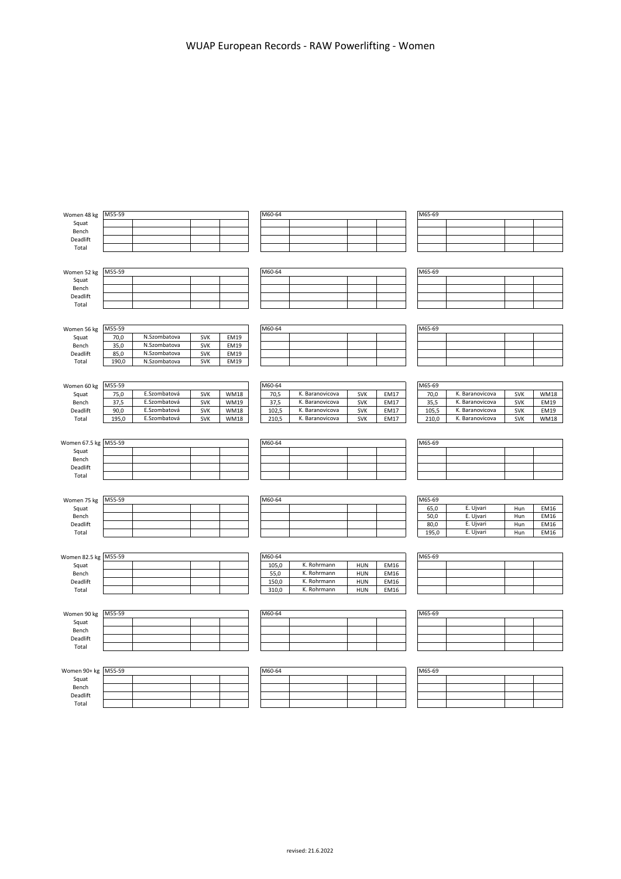# WUAP European Records - RAW Powerlifting - Women

| Women 48 kg | M55-59 | | | | M60-64 | | | | M65-69 | | | |
|---|---|---|---|---|---|---|---|---|---|---|---|---|
| Squat | | | | | | | | | | | | |
| Bench | | | | | | | | | | | | |
| Deadlift | | | | | | | | | | | | |
| Total | | | | | | | | | | | | |

| Women 52 kg | M55-59 | | | | M60-64 | | | | M65-69 | | | |
|---|---|---|---|---|---|---|---|---|---|---|---|---|
| Squat | | | | | | | | | | | | |
| Bench | | | | | | | | | | | | |
| Deadlift | | | | | | | | | | | | |
| Total | | | | | | | | | | | | |

| Women 56 kg | M55-59 | | | | M60-64 | | | | M65-69 | | | |
|---|---|---|---|---|---|---|---|---|---|---|---|---|
| Squat | 70,0 | N.Szombatova | SVK | EM19 | | | | | | | | |
| Bench | 35,0 | N.Szombatova | SVK | EM19 | | | | | | | | |
| Deadlift | 85,0 | N.Szombatova | SVK | EM19 | | | | | | | | |
| Total | 190,0 | N.Szombatova | SVK | EM19 | | | | | | | | |

| Women 60 kg | M55-59 | | | | M60-64 | | | | M65-69 | | | |
|---|---|---|---|---|---|---|---|---|---|---|---|---|
| Squat | 75,0 | E.Szombatová | SVK | WM18 | 70,5 | K. Baranovicova | SVK | EM17 | 70,0 | K. Baranovicova | SVK | WM18 |
| Bench | 37,5 | E.Szombatová | SVK | WM19 | 37,5 | K. Baranovicova | SVK | EM17 | 35,5 | K. Baranovicova | SVK | EM19 |
| Deadlift | 90,0 | E.Szombatová | SVK | WM18 | 102,5 | K. Baranovicova | SVK | EM17 | 105,5 | K. Baranovicova | SVK | EM19 |
| Total | 195,0 | E.Szombatová | SVK | WM18 | 210,5 | K. Baranovicova | SVK | EM17 | 210,0 | K. Baranovicova | SVK | WM18 |

| Women 67.5 kg | M55-59 | | | | M60-64 | | | | M65-69 | | | |
|---|---|---|---|---|---|---|---|---|---|---|---|---|
| Squat | | | | | | | | | | | | |
| Bench | | | | | | | | | | | | |
| Deadlift | | | | | | | | | | | | |
| Total | | | | | | | | | | | | |

| Women 75 kg | M55-59 | | | | M60-64 | | | | M65-69 | | | |
|---|---|---|---|---|---|---|---|---|---|---|---|---|
| Squat | | | | | | | | | 65,0 | E. Ujvari | Hun | EM16 |
| Bench | | | | | | | | | 50,0 | E. Ujvari | Hun | EM16 |
| Deadlift | | | | | | | | | 80,0 | E. Ujvari | Hun | EM16 |
| Total | | | | | | | | | 195,0 | E. Ujvari | Hun | EM16 |

| Women 82.5 kg | M55-59 | | | | M60-64 | | | | M65-69 | | | |
|---|---|---|---|---|---|---|---|---|---|---|---|---|
| Squat | | | | | 105,0 | K. Rohrmann | HUN | EM16 | | | | |
| Bench | | | | | 55,0 | K. Rohrmann | HUN | EM16 | | | | |
| Deadlift | | | | | 150,0 | K. Rohrmann | HUN | EM16 | | | | |
| Total | | | | | 310,0 | K. Rohrmann | HUN | EM16 | | | | |

| Women 90 kg | M55-59 | | | | M60-64 | | | | M65-69 | | | |
|---|---|---|---|---|---|---|---|---|---|---|---|---|
| Squat | | | | | | | | | | | | |
| Bench | | | | | | | | | | | | |
| Deadlift | | | | | | | | | | | | |
| Total | | | | | | | | | | | | |

| Women 90+ kg | M55-59 | | | | M60-64 | | | | M65-69 | | | |
|---|---|---|---|---|---|---|---|---|---|---|---|---|
| Squat | | | | | | | | | | | | |
| Bench | | | | | | | | | | | | |
| Deadlift | | | | | | | | | | | | |
| Total | | | | | | | | | | | | |

revised: 21.6.2022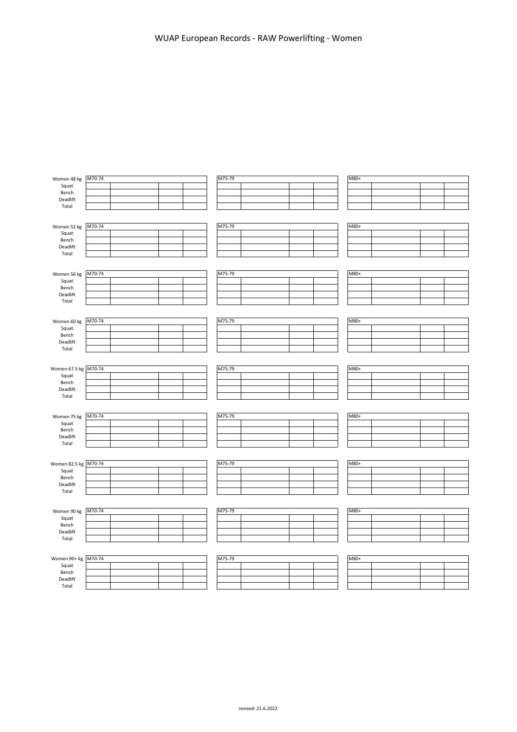# WUAP European Records - RAW Powerlifting - Women

| Women 48 kg | M70-74 | | | | M75-79 | | | | M80+ | | | |
|---|---|---|---|---|---|---|---|---|---|---|---|---|
| Squat | | | | | | | | | | | | |
| Bench | | | | | | | | | | | | |
| Deadlift | | | | | | | | | | | | |
| Total | | | | | | | | | | | | |

| Women 52 kg | M70-74 | | | | M75-79 | | | | M80+ | | | |
|---|---|---|---|---|---|---|---|---|---|---|---|---|
| Squat | | | | | | | | | | | | |
| Bench | | | | | | | | | | | | |
| Deadlift | | | | | | | | | | | | |
| Total | | | | | | | | | | | | |

| Women 56 kg | M70-74 | | | | M75-79 | | | | M80+ | | | |
|---|---|---|---|---|---|---|---|---|---|---|---|---|
| Squat | | | | | | | | | | | | |
| Bench | | | | | | | | | | | | |
| Deadlift | | | | | | | | | | | | |
| Total | | | | | | | | | | | | |

| Women 60 kg | M70-74 | | | | M75-79 | | | | M80+ | | | |
|---|---|---|---|---|---|---|---|---|---|---|---|---|
| Squat | | | | | | | | | | | | |
| Bench | | | | | | | | | | | | |
| Deadlift | | | | | | | | | | | | |
| Total | | | | | | | | | | | | |

| Women 67.5 kg | M70-74 | | | | M75-79 | | | | M80+ | | | |
|---|---|---|---|---|---|---|---|---|---|---|---|---|
| Squat | | | | | | | | | | | | |
| Bench | | | | | | | | | | | | |
| Deadlift | | | | | | | | | | | | |
| Total | | | | | | | | | | | | |

| Women 75 kg | M70-74 | | | | M75-79 | | | | M80+ | | | |
|---|---|---|---|---|---|---|---|---|---|---|---|---|
| Squat | | | | | | | | | | | | |
| Bench | | | | | | | | | | | | |
| Deadlift | | | | | | | | | | | | |
| Total | | | | | | | | | | | | |

| Women 82.5 kg | M70-74 | | | | M75-79 | | | | M80+ | | | |
|---|---|---|---|---|---|---|---|---|---|---|---|---|
| Squat | | | | | | | | | | | | |
| Bench | | | | | | | | | | | | |
| Deadlift | | | | | | | | | | | | |
| Total | | | | | | | | | | | | |

| Women 90 kg | M70-74 | | | | M75-79 | | | | M80+ | | | |
|---|---|---|---|---|---|---|---|---|---|---|---|---|
| Squat | | | | | | | | | | | | |
| Bench | | | | | | | | | | | | |
| Deadlift | | | | | | | | | | | | |
| Total | | | | | | | | | | | | |

| Women 90+ kg | M70-74 | | | | M75-79 | | | | M80+ | | | |
|---|---|---|---|---|---|---|---|---|---|---|---|---|
| Squat | | | | | | | | | | | | |
| Bench | | | | | | | | | | | | |
| Deadlift | | | | | | | | | | | | |
| Total | | | | | | | | | | | | |

revised: 21.6.2022